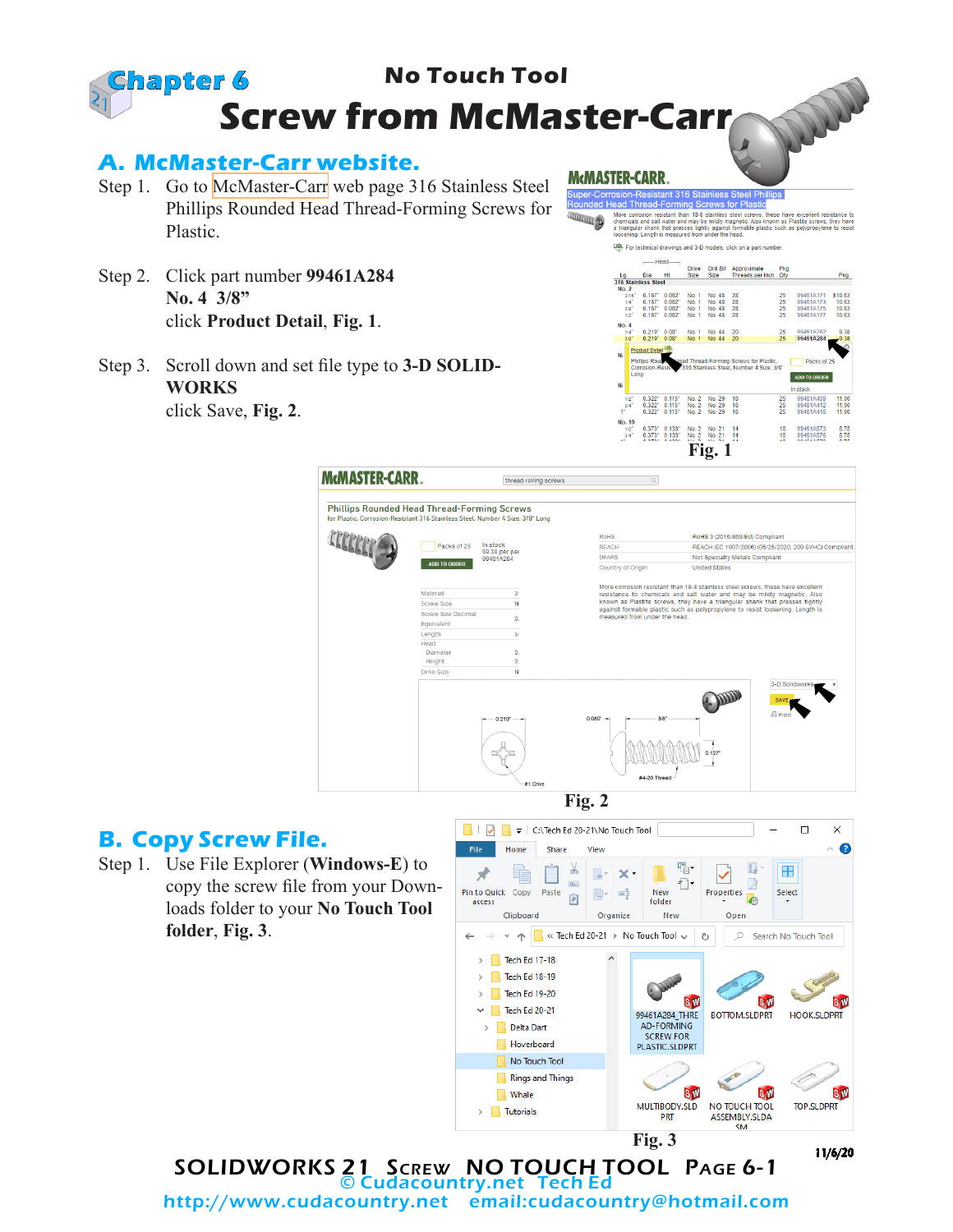# Chapter 6

## No Touch Tool

# Screw from McMaster-Carr

## A. McMaster-Carr website.

Step 1. Go to McMaster-Carr web page 316 Stainless Steel Phillips Rounded Head Thread-Forming Screws for Plastic.

Step 2. Click part number **99461A284**
**No. 4 3/8"**
click **Product Detail**, **Fig. 1**.

Step 3. Scroll down and set file type to **3-D SOLIDWORKS**
click Save, **Fig. 2**.

Fig. 1

Fig. 2

## B. Copy Screw File.

Step 1. Use File Explorer (**Windows-E**) to copy the screw file from your Downloads folder to your **No Touch Tool folder**, **Fig. 3**.

Fig. 3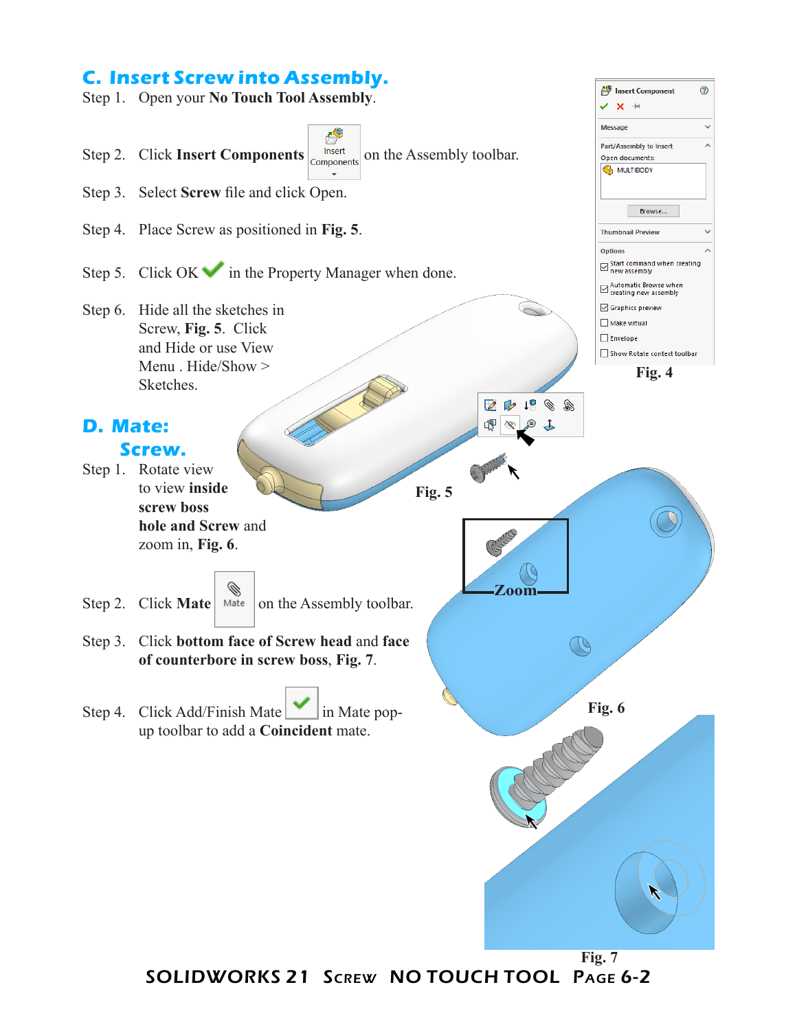## C. Insert Screw into Assembly.

Step 1. Open your **No Touch Tool Assembly**.

Step 2. Click **Insert Components** on the Assembly toolbar.

Step 3. Select **Screw** file and click Open.

Step 4. Place Screw as positioned in **Fig. 5**.

Step 5. Click OK in the Property Manager when done.

Step 6. Hide all the sketches in Screw, **Fig. 5**. Click and Hide or use View Menu . Hide/Show > Sketches.

Fig. 4

Fig. 5

## D. Mate: Screw.

Step 1. Rotate view to view **inside screw boss hole and Screw** and zoom in, **Fig. 6**.

Step 2. Click **Mate** on the Assembly toolbar.

Step 3. Click **bottom face of Screw head** and **face of counterbore in screw boss**, **Fig. 7**.

Step 4. Click Add/Finish Mate in Mate pop-up toolbar to add a **Coincident** mate.

Fig. 6

Fig. 7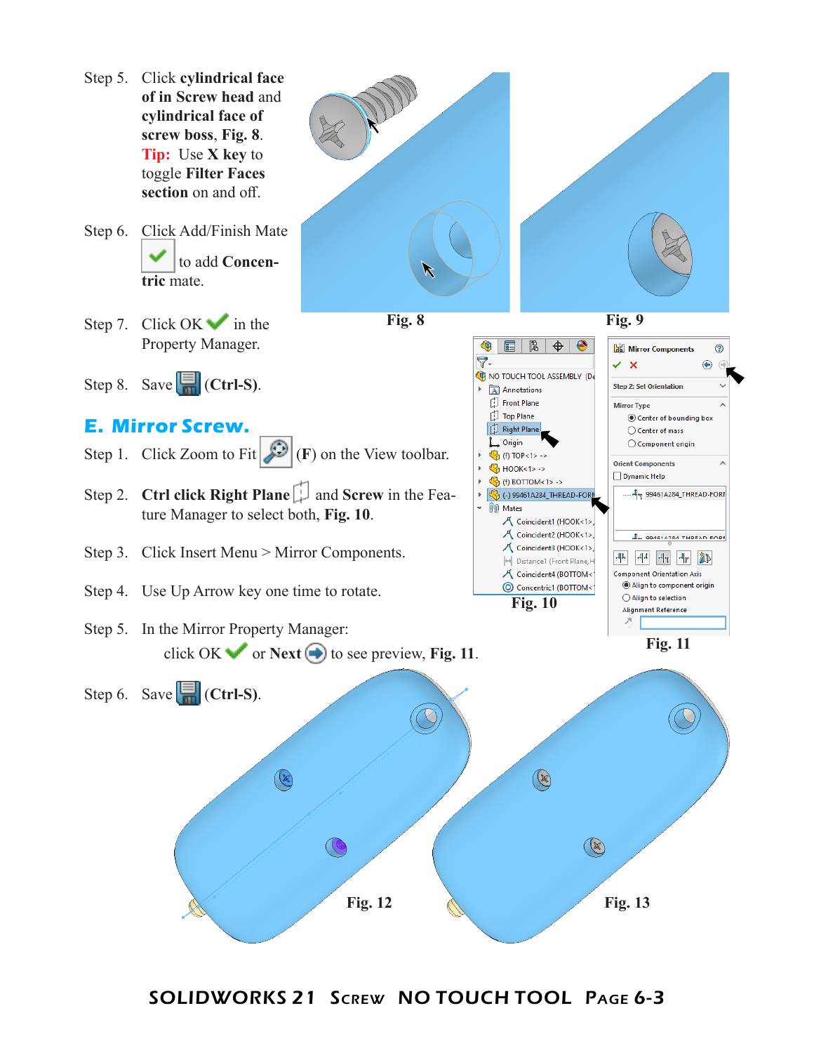Step 5. Click **cylindrical face of in Screw head** and **cylindrical face of screw boss**, **Fig. 8**.
**Tip:** Use **X key** to toggle **Filter Faces section** on and off.

Step 6. Click Add/Finish Mate to add **Concentric** mate.

Step 7. Click OK in the Property Manager.

Step 8. Save **(Ctrl-S)**.

Fig. 8

Fig. 9

## E. Mirror Screw.

Step 1. Click Zoom to Fit **(F)** on the View toolbar.

Step 2. **Ctrl click Right Plane** and **Screw** in the Feature Manager to select both, **Fig. 10**.

Step 3. Click Insert Menu > Mirror Components.

Step 4. Use Up Arrow key one time to rotate.

Step 5. In the Mirror Property Manager:
click OK or **Next** to see preview, **Fig. 11**.

Step 6. Save **(Ctrl-S)**.

Fig. 10

Fig. 11

Fig. 12

Fig. 13